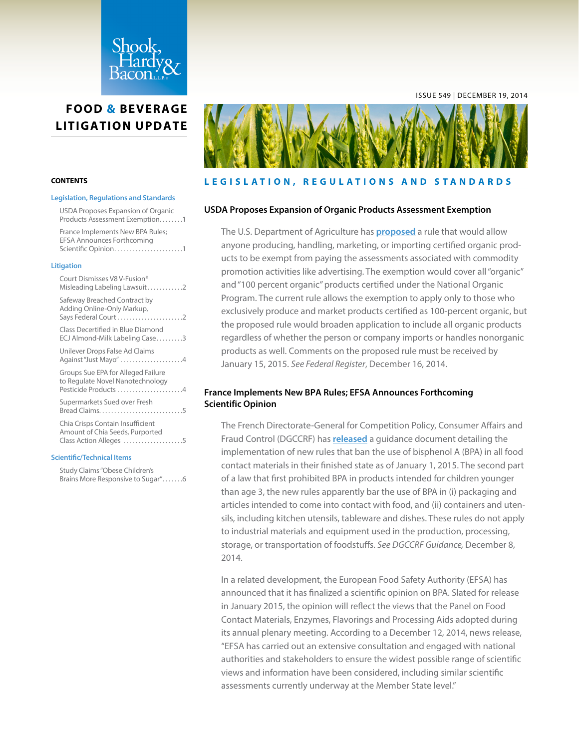# FOOD & BEVERAGE LITIGATION UPDATE

ISSUE 549 | DECEMBER 19, 2014

**CONTENTS**

**Legislation, Regulations and Standards**

- USDA Proposes Expansion of Organic Products Assessment Exemption........1
- France Implements New BPA Rules; EFSA Announces Forthcoming Scientific Opinion........................1

**Litigation**

- Court Dismisses V8 V-Fusion® Misleading Labeling Lawsuit............2
- Safeway Breached Contract by Adding Online-Only Markup, Says Federal Court......................2
- Class Decertified in Blue Diamond ECJ Almond-Milk Labeling Case.........3
- Unilever Drops False Ad Claims Against "Just Mayo".....................4
- Groups Sue EPA for Alleged Failure to Regulate Novel Nanotechnology Pesticide Products......................4
- Supermarkets Sued over Fresh Bread Claims............................5
- Chia Crisps Contain Insufficient Amount of Chia Seeds, Purported Class Action Alleges ....................5

**Scientific/Technical Items**

- Study Claims "Obese Children's Brains More Responsive to Sugar".......6

## LEGISLATION, REGULATIONS AND STANDARDS

### USDA Proposes Expansion of Organic Products Assessment Exemption

The U.S. Department of Agriculture has **proposed** a rule that would allow anyone producing, handling, marketing, or importing certified organic products to be exempt from paying the assessments associated with commodity promotion activities like advertising. The exemption would cover all "organic" and "100 percent organic" products certified under the National Organic Program. The current rule allows the exemption to apply only to those who exclusively produce and market products certified as 100-percent organic, but the proposed rule would broaden application to include all organic products regardless of whether the person or company imports or handles nonorganic products as well. Comments on the proposed rule must be received by January 15, 2015. *See Federal Register*, December 16, 2014.

### France Implements New BPA Rules; EFSA Announces Forthcoming Scientific Opinion

The French Directorate-General for Competition Policy, Consumer Affairs and Fraud Control (DGCCRF) has **released** a guidance document detailing the implementation of new rules that ban the use of bisphenol A (BPA) in all food contact materials in their finished state as of January 1, 2015. The second part of a law that first prohibited BPA in products intended for children younger than age 3, the new rules apparently bar the use of BPA in (i) packaging and articles intended to come into contact with food, and (ii) containers and utensils, including kitchen utensils, tableware and dishes. These rules do not apply to industrial materials and equipment used in the production, processing, storage, or transportation of foodstuffs. *See DGCCRF Guidance,* December 8, 2014.

In a related development, the European Food Safety Authority (EFSA) has announced that it has finalized a scientific opinion on BPA. Slated for release in January 2015, the opinion will reflect the views that the Panel on Food Contact Materials, Enzymes, Flavorings and Processing Aids adopted during its annual plenary meeting. According to a December 12, 2014, news release, "EFSA has carried out an extensive consultation and engaged with national authorities and stakeholders to ensure the widest possible range of scientific views and information have been considered, including similar scientific assessments currently underway at the Member State level."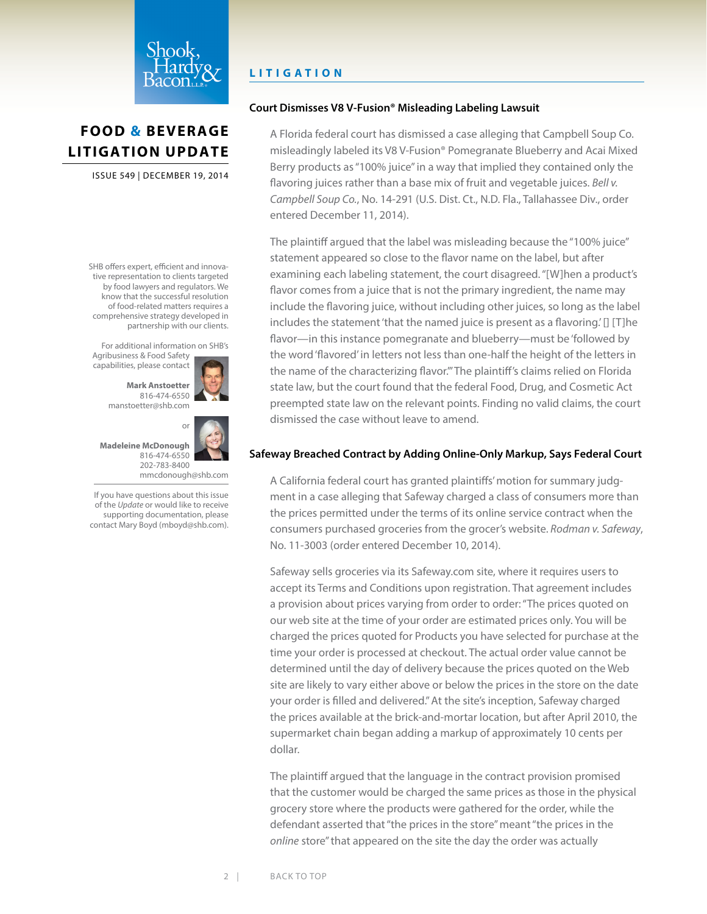# FOOD & BEVERAGE LITIGATION UPDATE

ISSUE 549 | DECEMBER 19, 2014

SHB offers expert, efficient and innovative representation to clients targeted by food lawyers and regulators. We know that the successful resolution of food-related matters requires a comprehensive strategy developed in partnership with our clients.

For additional information on SHB's Agribusiness & Food Safety capabilities, please contact

**Mark Anstoetter**
816-474-6550
manstoetter@shb.com

or

**Madeleine McDonough**
816-474-6550
202-783-8400
mmcdonough@shb.com

If you have questions about this issue of the *Update* or would like to receive supporting documentation, please contact Mary Boyd (mboyd@shb.com).

## LITIGATION

### Court Dismisses V8 V-Fusion® Misleading Labeling Lawsuit

A Florida federal court has dismissed a case alleging that Campbell Soup Co. misleadingly labeled its V8 V-Fusion® Pomegranate Blueberry and Acai Mixed Berry products as "100% juice" in a way that implied they contained only the flavoring juices rather than a base mix of fruit and vegetable juices. *Bell v. Campbell Soup Co.*, No. 14-291 (U.S. Dist. Ct., N.D. Fla., Tallahassee Div., order entered December 11, 2014).

The plaintiff argued that the label was misleading because the "100% juice" statement appeared so close to the flavor name on the label, but after examining each labeling statement, the court disagreed. "[W]hen a product's flavor comes from a juice that is not the primary ingredient, the name may include the flavoring juice, without including other juices, so long as the label includes the statement 'that the named juice is present as a flavoring.' [] [T]he flavor—in this instance pomegranate and blueberry—must be 'followed by the word 'flavored' in letters not less than one-half the height of the letters in the name of the characterizing flavor.'" The plaintiff's claims relied on Florida state law, but the court found that the federal Food, Drug, and Cosmetic Act preempted state law on the relevant points. Finding no valid claims, the court dismissed the case without leave to amend.

### Safeway Breached Contract by Adding Online-Only Markup, Says Federal Court

A California federal court has granted plaintiffs' motion for summary judgment in a case alleging that Safeway charged a class of consumers more than the prices permitted under the terms of its online service contract when the consumers purchased groceries from the grocer's website. *Rodman v. Safeway*, No. 11-3003 (order entered December 10, 2014).

Safeway sells groceries via its Safeway.com site, where it requires users to accept its Terms and Conditions upon registration. That agreement includes a provision about prices varying from order to order: "The prices quoted on our web site at the time of your order are estimated prices only. You will be charged the prices quoted for Products you have selected for purchase at the time your order is processed at checkout. The actual order value cannot be determined until the day of delivery because the prices quoted on the Web site are likely to vary either above or below the prices in the store on the date your order is filled and delivered." At the site's inception, Safeway charged the prices available at the brick-and-mortar location, but after April 2010, the supermarket chain began adding a markup of approximately 10 cents per dollar.

The plaintiff argued that the language in the contract provision promised that the customer would be charged the same prices as those in the physical grocery store where the products were gathered for the order, while the defendant asserted that "the prices in the store" meant "the prices in the *online* store" that appeared on the site the day the order was actually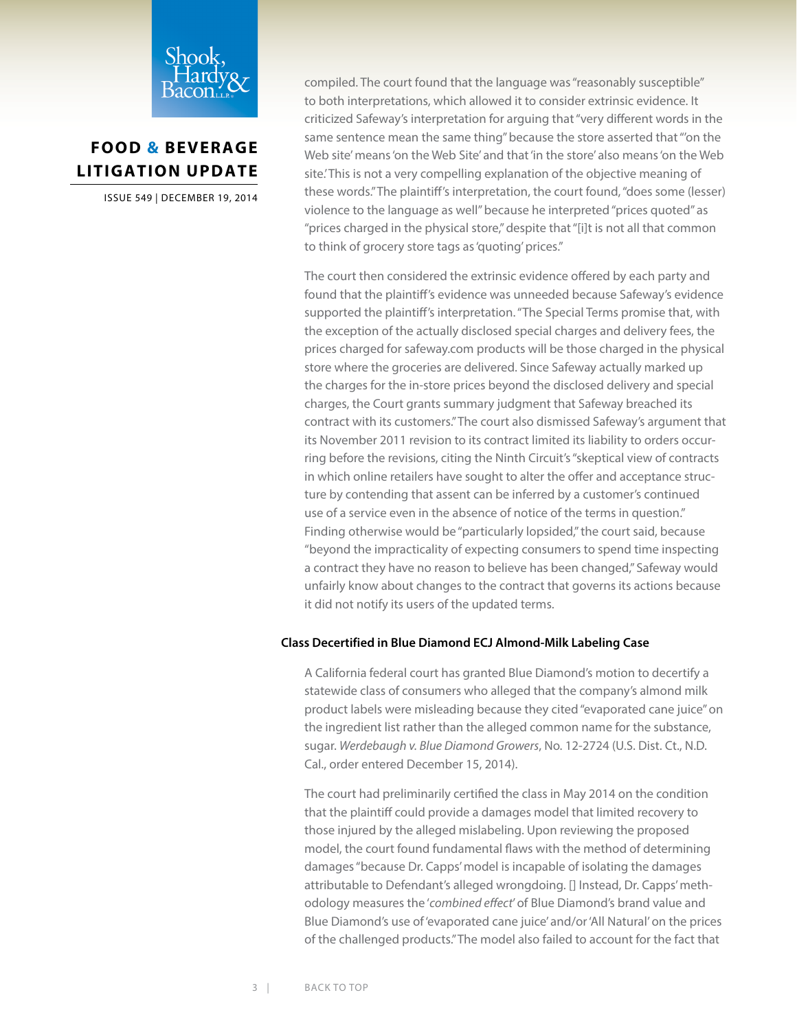compiled. The court found that the language was "reasonably susceptible" to both interpretations, which allowed it to consider extrinsic evidence. It criticized Safeway's interpretation for arguing that "very different words in the same sentence mean the same thing" because the store asserted that "'on the Web site' means 'on the Web Site' and that 'in the store' also means 'on the Web site.' This is not a very compelling explanation of the objective meaning of these words." The plaintiff's interpretation, the court found, "does some (lesser) violence to the language as well" because he interpreted "prices quoted" as "prices charged in the physical store," despite that "[i]t is not all that common to think of grocery store tags as 'quoting' prices."

The court then considered the extrinsic evidence offered by each party and found that the plaintiff's evidence was unneeded because Safeway's evidence supported the plaintiff's interpretation. "The Special Terms promise that, with the exception of the actually disclosed special charges and delivery fees, the prices charged for safeway.com products will be those charged in the physical store where the groceries are delivered. Since Safeway actually marked up the charges for the in-store prices beyond the disclosed delivery and special charges, the Court grants summary judgment that Safeway breached its contract with its customers." The court also dismissed Safeway's argument that its November 2011 revision to its contract limited its liability to orders occurring before the revisions, citing the Ninth Circuit's "skeptical view of contracts in which online retailers have sought to alter the offer and acceptance structure by contending that assent can be inferred by a customer's continued use of a service even in the absence of notice of the terms in question." Finding otherwise would be "particularly lopsided," the court said, because "beyond the impracticality of expecting consumers to spend time inspecting a contract they have no reason to believe has been changed," Safeway would unfairly know about changes to the contract that governs its actions because it did not notify its users of the updated terms.

### Class Decertified in Blue Diamond ECJ Almond-Milk Labeling Case

A California federal court has granted Blue Diamond's motion to decertify a statewide class of consumers who alleged that the company's almond milk product labels were misleading because they cited "evaporated cane juice" on the ingredient list rather than the alleged common name for the substance, sugar. *Werdebaugh v. Blue Diamond Growers*, No. 12-2724 (U.S. Dist. Ct., N.D. Cal., order entered December 15, 2014).

The court had preliminarily certified the class in May 2014 on the condition that the plaintiff could provide a damages model that limited recovery to those injured by the alleged mislabeling. Upon reviewing the proposed model, the court found fundamental flaws with the method of determining damages "because Dr. Capps' model is incapable of isolating the damages attributable to Defendant's alleged wrongdoing. [] Instead, Dr. Capps' methodology measures the '*combined effect*' of Blue Diamond's brand value and Blue Diamond's use of 'evaporated cane juice' and/or 'All Natural' on the prices of the challenged products." The model also failed to account for the fact that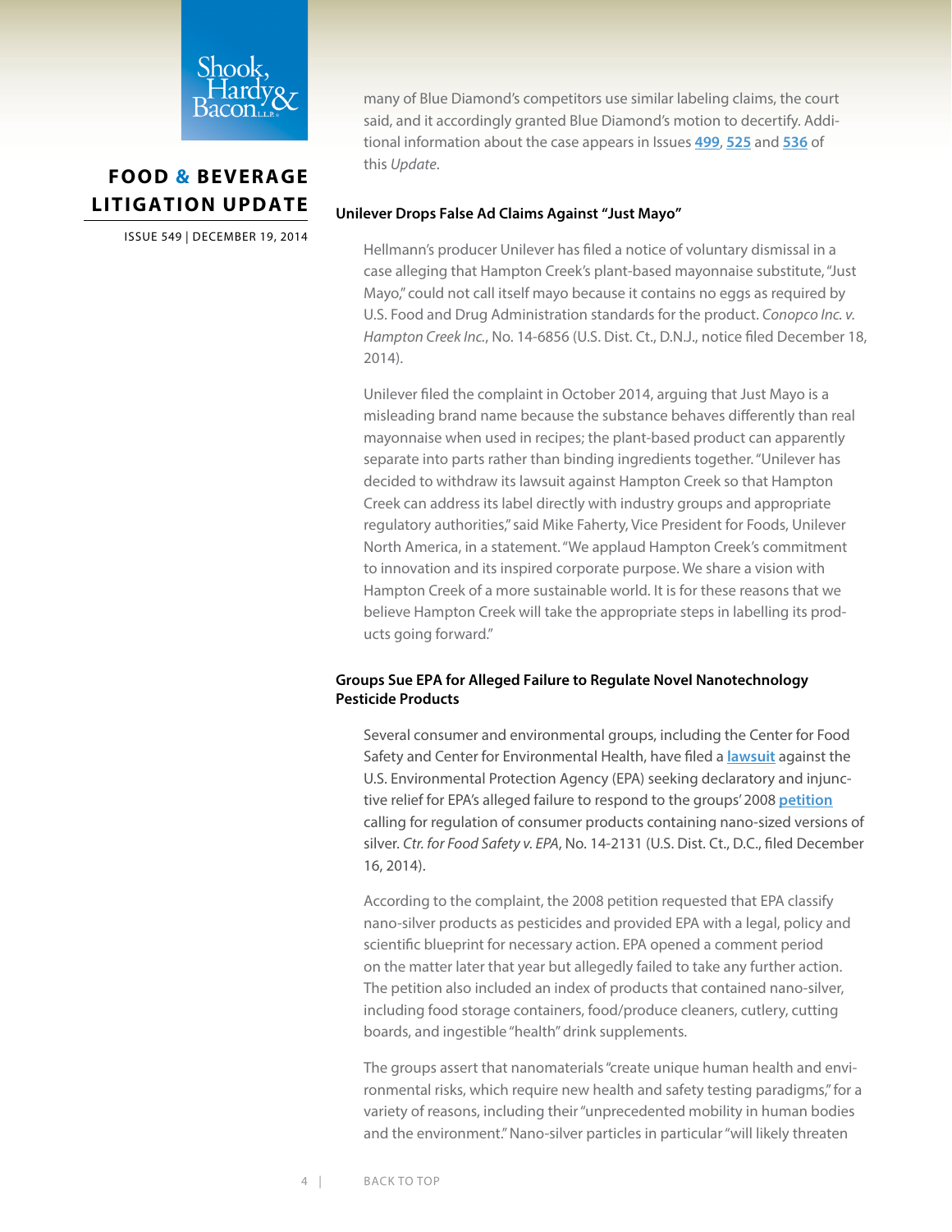many of Blue Diamond's competitors use similar labeling claims, the court said, and it accordingly granted Blue Diamond's motion to decertify. Additional information about the case appears in Issues 499, 525 and 536 of this *Update*.

### Unilever Drops False Ad Claims Against "Just Mayo"

Hellmann's producer Unilever has filed a notice of voluntary dismissal in a case alleging that Hampton Creek's plant-based mayonnaise substitute, "Just Mayo," could not call itself mayo because it contains no eggs as required by U.S. Food and Drug Administration standards for the product. *Conopco Inc. v. Hampton Creek Inc.*, No. 14-6856 (U.S. Dist. Ct., D.N.J., notice filed December 18, 2014).

Unilever filed the complaint in October 2014, arguing that Just Mayo is a misleading brand name because the substance behaves differently than real mayonnaise when used in recipes; the plant-based product can apparently separate into parts rather than binding ingredients together. "Unilever has decided to withdraw its lawsuit against Hampton Creek so that Hampton Creek can address its label directly with industry groups and appropriate regulatory authorities," said Mike Faherty, Vice President for Foods, Unilever North America, in a statement. "We applaud Hampton Creek's commitment to innovation and its inspired corporate purpose. We share a vision with Hampton Creek of a more sustainable world. It is for these reasons that we believe Hampton Creek will take the appropriate steps in labelling its products going forward."

### Groups Sue EPA for Alleged Failure to Regulate Novel Nanotechnology Pesticide Products

Several consumer and environmental groups, including the Center for Food Safety and Center for Environmental Health, have filed a lawsuit against the U.S. Environmental Protection Agency (EPA) seeking declaratory and injunctive relief for EPA's alleged failure to respond to the groups' 2008 petition calling for regulation of consumer products containing nano-sized versions of silver. *Ctr. for Food Safety v. EPA*, No. 14-2131 (U.S. Dist. Ct., D.C., filed December 16, 2014).

According to the complaint, the 2008 petition requested that EPA classify nano-silver products as pesticides and provided EPA with a legal, policy and scientific blueprint for necessary action. EPA opened a comment period on the matter later that year but allegedly failed to take any further action. The petition also included an index of products that contained nano-silver, including food storage containers, food/produce cleaners, cutlery, cutting boards, and ingestible "health" drink supplements.

The groups assert that nanomaterials "create unique human health and environmental risks, which require new health and safety testing paradigms," for a variety of reasons, including their "unprecedented mobility in human bodies and the environment." Nano-silver particles in particular "will likely threaten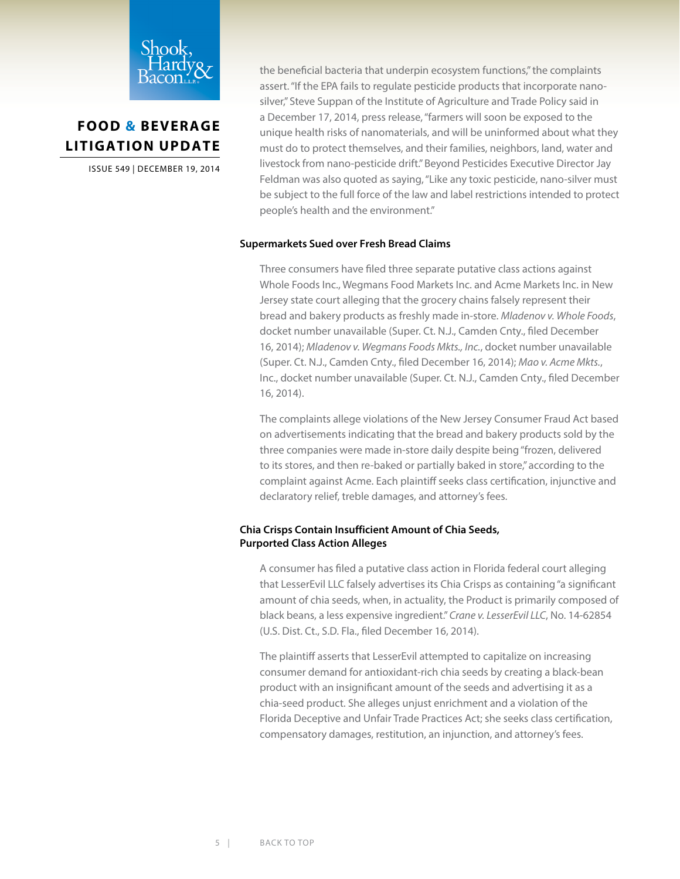the beneficial bacteria that underpin ecosystem functions," the complaints assert. "If the EPA fails to regulate pesticide products that incorporate nano-silver," Steve Suppan of the Institute of Agriculture and Trade Policy said in a December 17, 2014, press release, "farmers will soon be exposed to the unique health risks of nanomaterials, and will be uninformed about what they must do to protect themselves, and their families, neighbors, land, water and livestock from nano-pesticide drift." Beyond Pesticides Executive Director Jay Feldman was also quoted as saying, "Like any toxic pesticide, nano-silver must be subject to the full force of the law and label restrictions intended to protect people's health and the environment."

### Supermarkets Sued over Fresh Bread Claims

Three consumers have filed three separate putative class actions against Whole Foods Inc., Wegmans Food Markets Inc. and Acme Markets Inc. in New Jersey state court alleging that the grocery chains falsely represent their bread and bakery products as freshly made in-store. *Mladenov v. Whole Foods*, docket number unavailable (Super. Ct. N.J., Camden Cnty., filed December 16, 2014); *Mladenov v. Wegmans Foods Mkts., Inc.*, docket number unavailable (Super. Ct. N.J., Camden Cnty., filed December 16, 2014); *Mao v. Acme Mkts.*, Inc., docket number unavailable (Super. Ct. N.J., Camden Cnty., filed December 16, 2014).

The complaints allege violations of the New Jersey Consumer Fraud Act based on advertisements indicating that the bread and bakery products sold by the three companies were made in-store daily despite being "frozen, delivered to its stores, and then re-baked or partially baked in store," according to the complaint against Acme. Each plaintiff seeks class certification, injunctive and declaratory relief, treble damages, and attorney's fees.

### Chia Crisps Contain Insufficient Amount of Chia Seeds, Purported Class Action Alleges

A consumer has filed a putative class action in Florida federal court alleging that LesserEvil LLC falsely advertises its Chia Crisps as containing "a significant amount of chia seeds, when, in actuality, the Product is primarily composed of black beans, a less expensive ingredient." *Crane v. LesserEvil LLC*, No. 14-62854 (U.S. Dist. Ct., S.D. Fla., filed December 16, 2014).

The plaintiff asserts that LesserEvil attempted to capitalize on increasing consumer demand for antioxidant-rich chia seeds by creating a black-bean product with an insignificant amount of the seeds and advertising it as a chia-seed product. She alleges unjust enrichment and a violation of the Florida Deceptive and Unfair Trade Practices Act; she seeks class certification, compensatory damages, restitution, an injunction, and attorney's fees.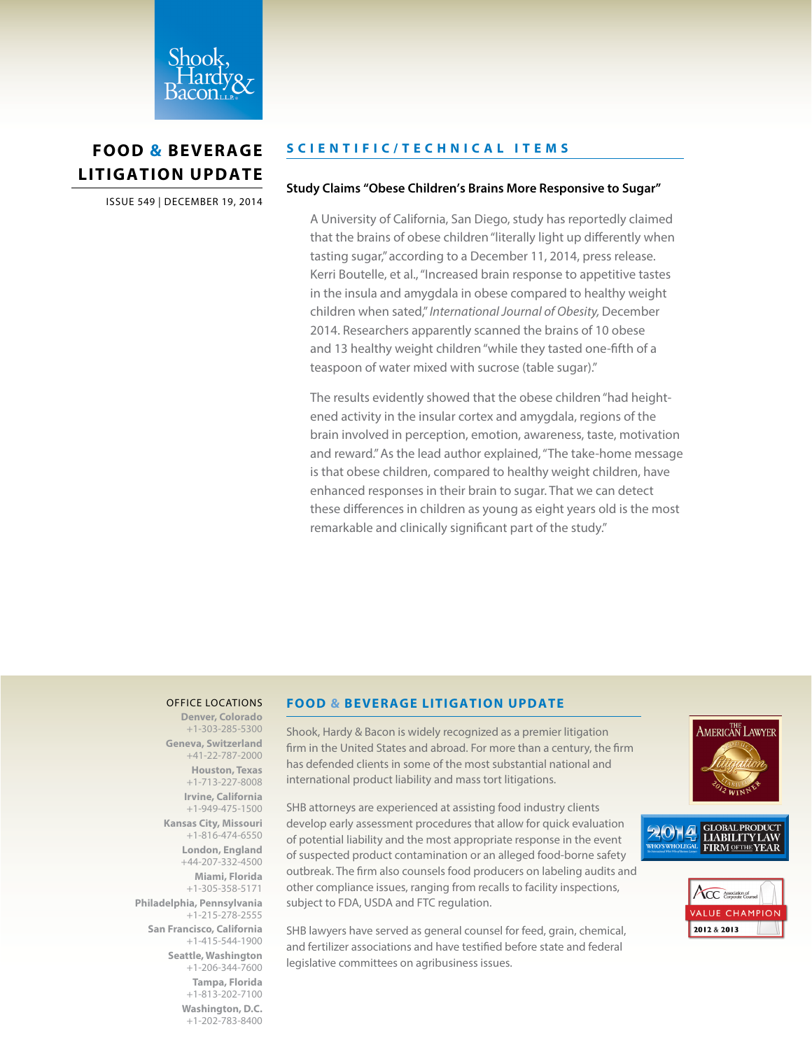# FOOD & BEVERAGE LITIGATION UPDATE

ISSUE 549 | DECEMBER 19, 2014

## SCIENTIFIC/TECHNICAL ITEMS

### Study Claims "Obese Children's Brains More Responsive to Sugar"

A University of California, San Diego, study has reportedly claimed that the brains of obese children "literally light up differently when tasting sugar," according to a December 11, 2014, press release. Kerri Boutelle, et al., "Increased brain response to appetitive tastes in the insula and amygdala in obese compared to healthy weight children when sated," *International Journal of Obesity,* December 2014. Researchers apparently scanned the brains of 10 obese and 13 healthy weight children "while they tasted one-fifth of a teaspoon of water mixed with sucrose (table sugar)."

The results evidently showed that the obese children "had heightened activity in the insular cortex and amygdala, regions of the brain involved in perception, emotion, awareness, taste, motivation and reward." As the lead author explained, "The take-home message is that obese children, compared to healthy weight children, have enhanced responses in their brain to sugar. That we can detect these differences in children as young as eight years old is the most remarkable and clinically significant part of the study."

OFFICE LOCATIONS

**Denver, Colorado**
+1-303-285-5300

**Geneva, Switzerland**
+41-22-787-2000

**Houston, Texas**
+1-713-227-8008

**Irvine, California**
+1-949-475-1500

**Kansas City, Missouri**
+1-816-474-6550

**London, England**
+44-207-332-4500

**Miami, Florida**
+1-305-358-5171

**Philadelphia, Pennsylvania**
+1-215-278-2555

**San Francisco, California**
+1-415-544-1900

**Seattle, Washington**
+1-206-344-7600

**Tampa, Florida**
+1-813-202-7100

**Washington, D.C.**
+1-202-783-8400

## FOOD & BEVERAGE LITIGATION UPDATE

Shook, Hardy & Bacon is widely recognized as a premier litigation firm in the United States and abroad. For more than a century, the firm has defended clients in some of the most substantial national and international product liability and mass tort litigations.

SHB attorneys are experienced at assisting food industry clients develop early assessment procedures that allow for quick evaluation of potential liability and the most appropriate response in the event of suspected product contamination or an alleged food-borne safety outbreak. The firm also counsels food producers on labeling audits and other compliance issues, ranging from recalls to facility inspections, subject to FDA, USDA and FTC regulation.

SHB lawyers have served as general counsel for feed, grain, chemical, and fertilizer associations and have testified before state and federal legislative committees on agribusiness issues.